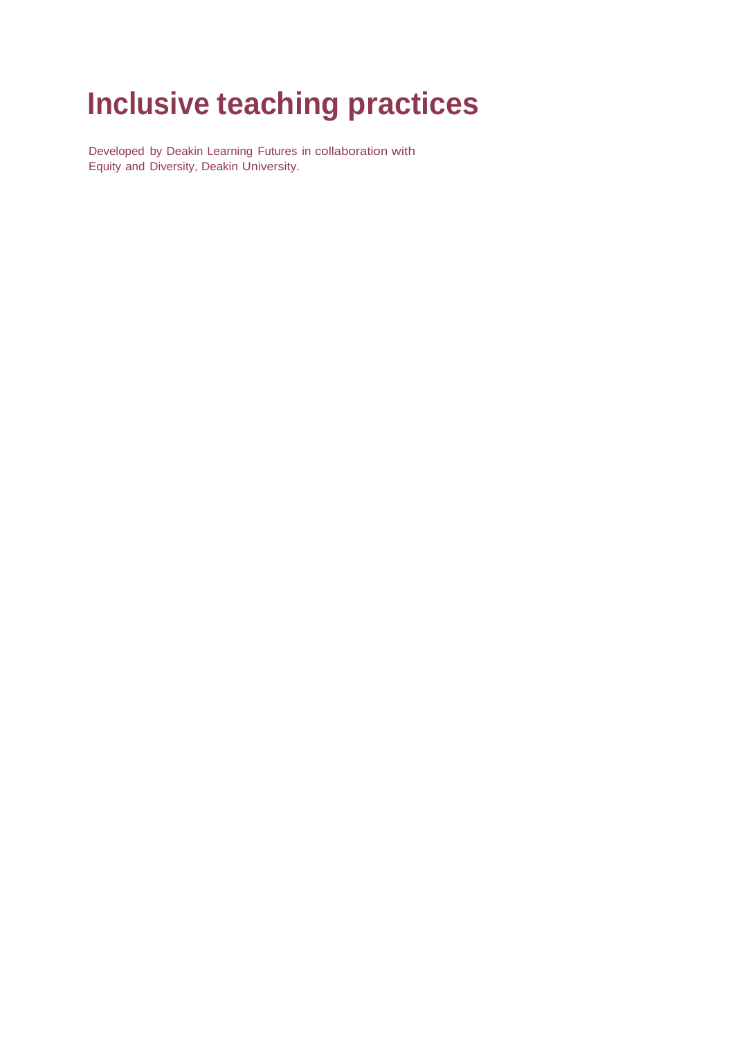# Inclusive teaching practices

Developed by Deakin Learning Futures in collaboration with Equity and Diversity, Deakin University.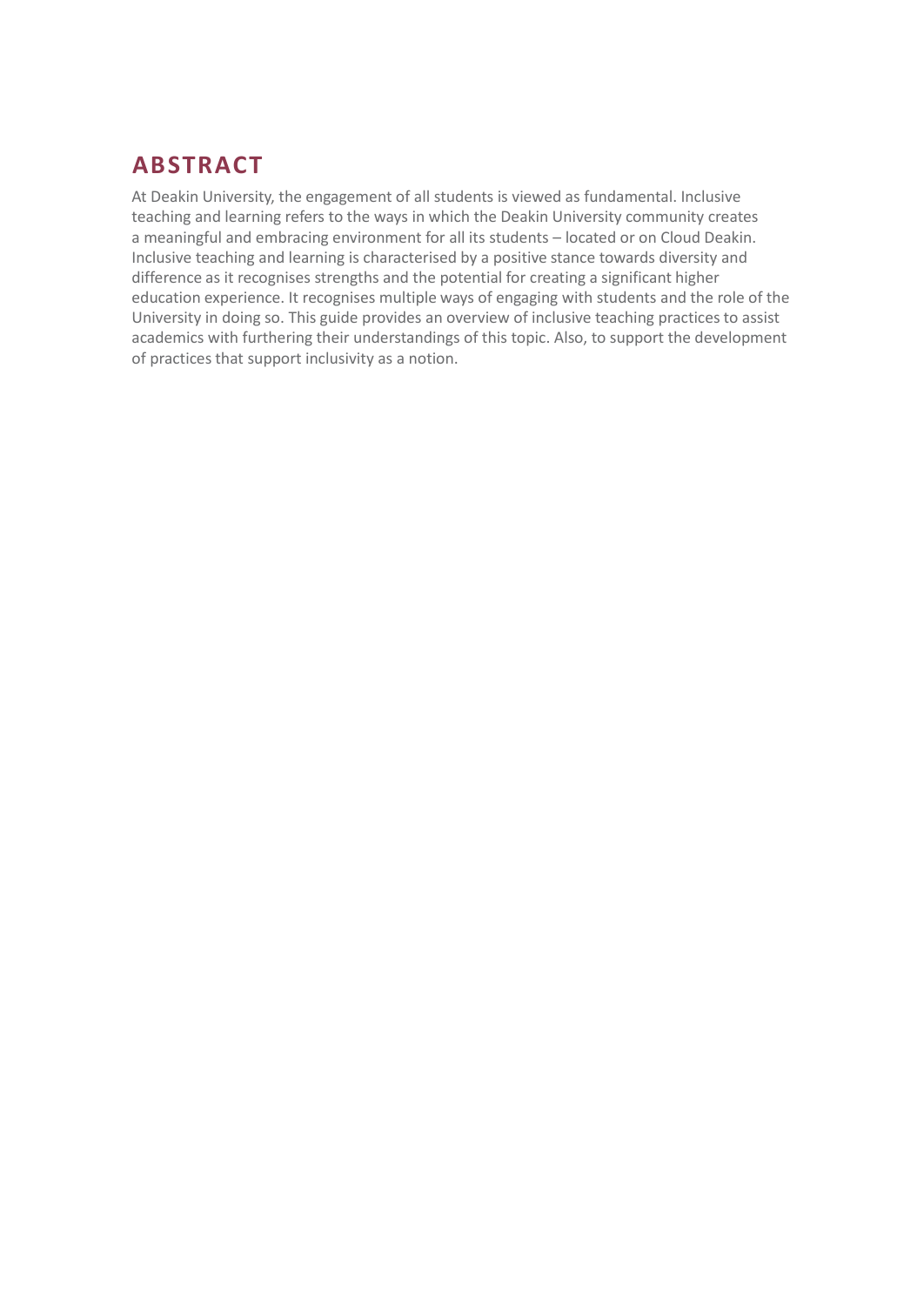## ABSTRACT

At Deakin University, the engagement of all students is viewed as fundamental. Inclusive teaching and learning refers to the ways in which the Deakin University community creates a meaningful and embracing environment for all its students – located or on Cloud Deakin. Inclusive teaching and learning is characterised by a positive stance towards diversity and difference as it recognises strengths and the potential for creating a significant higher education experience. It recognises multiple ways of engaging with students and the role of the University in doing so. This guide provides an overview of inclusive teaching practices to assist academics with furthering their understandings of this topic. Also, to support the development of practices that support inclusivity as a notion.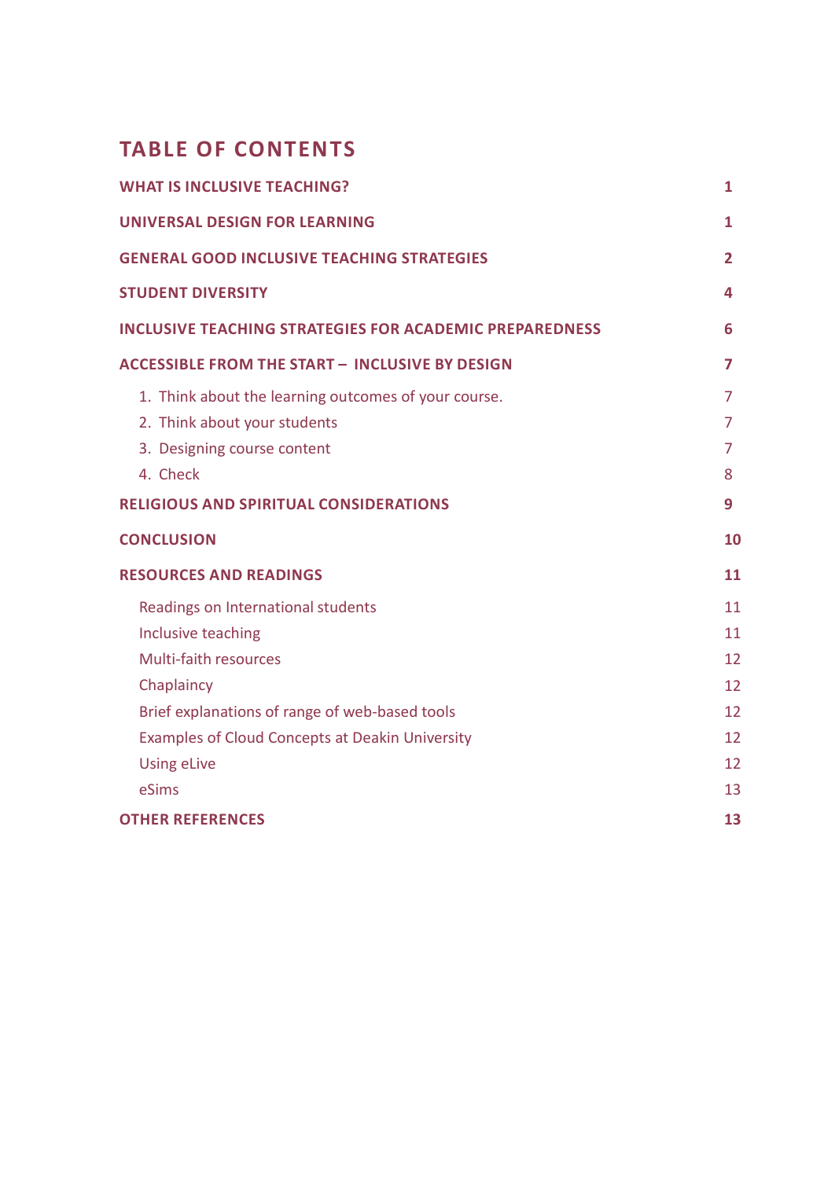# TABLE OF CONTENTS

| | |
|---|---|
| **WHAT IS INCLUSIVE TEACHING?** | **1** |
| **UNIVERSAL DESIGN FOR LEARNING** | **1** |
| **GENERAL GOOD INCLUSIVE TEACHING STRATEGIES** | **2** |
| **STUDENT DIVERSITY** | **4** |
| **INCLUSIVE TEACHING STRATEGIES FOR ACADEMIC PREPAREDNESS** | **6** |
| **ACCESSIBLE FROM THE START – INCLUSIVE BY DESIGN** | **7** |
| 1. Think about the learning outcomes of your course. | 7 |
| 2. Think about your students | 7 |
| 3. Designing course content | 7 |
| 4. Check | 8 |
| **RELIGIOUS AND SPIRITUAL CONSIDERATIONS** | **9** |
| **CONCLUSION** | **10** |
| **RESOURCES AND READINGS** | **11** |
| Readings on International students | 11 |
| Inclusive teaching | 11 |
| Multi-faith resources | 12 |
| Chaplaincy | 12 |
| Brief explanations of range of web-based tools | 12 |
| Examples of Cloud Concepts at Deakin University | 12 |
| Using eLive | 12 |
| eSims | 13 |
| **OTHER REFERENCES** | **13** |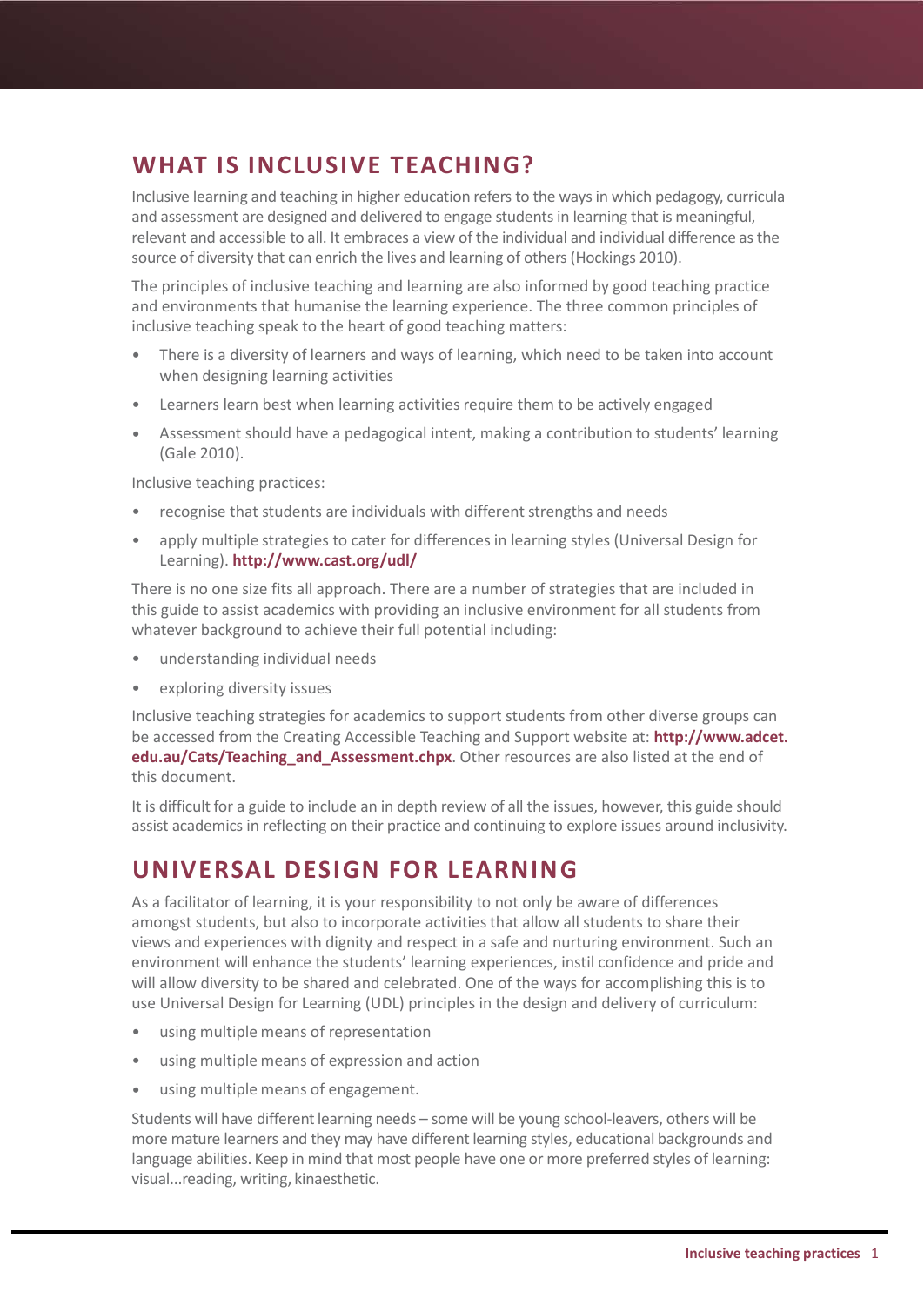## WHAT IS INCLUSIVE TEACHING?

Inclusive learning and teaching in higher education refers to the ways in which pedagogy, curricula and assessment are designed and delivered to engage students in learning that is meaningful, relevant and accessible to all. It embraces a view of the individual and individual difference as the source of diversity that can enrich the lives and learning of others (Hockings 2010).

The principles of inclusive teaching and learning are also informed by good teaching practice and environments that humanise the learning experience. The three common principles of inclusive teaching speak to the heart of good teaching matters:

- There is a diversity of learners and ways of learning, which need to be taken into account when designing learning activities
- Learners learn best when learning activities require them to be actively engaged
- Assessment should have a pedagogical intent, making a contribution to students' learning (Gale 2010).

Inclusive teaching practices:

- recognise that students are individuals with different strengths and needs
- apply multiple strategies to cater for differences in learning styles (Universal Design for Learning). **http://www.cast.org/udl/**

There is no one size fits all approach. There are a number of strategies that are included in this guide to assist academics with providing an inclusive environment for all students from whatever background to achieve their full potential including:

- understanding individual needs
- exploring diversity issues

Inclusive teaching strategies for academics to support students from other diverse groups can be accessed from the Creating Accessible Teaching and Support website at: **http://www.adcet.edu.au/Cats/Teaching_and_Assessment.chpx**. Other resources are also listed at the end of this document.

It is difficult for a guide to include an in depth review of all the issues, however, this guide should assist academics in reflecting on their practice and continuing to explore issues around inclusivity.

## UNIVERSAL DESIGN FOR LEARNING

As a facilitator of learning, it is your responsibility to not only be aware of differences amongst students, but also to incorporate activities that allow all students to share their views and experiences with dignity and respect in a safe and nurturing environment. Such an environment will enhance the students' learning experiences, instil confidence and pride and will allow diversity to be shared and celebrated. One of the ways for accomplishing this is to use Universal Design for Learning (UDL) principles in the design and delivery of curriculum:

- using multiple means of representation
- using multiple means of expression and action
- using multiple means of engagement.

Students will have different learning needs – some will be young school-leavers, others will be more mature learners and they may have different learning styles, educational backgrounds and language abilities. Keep in mind that most people have one or more preferred styles of learning: visual...reading, writing, kinaesthetic.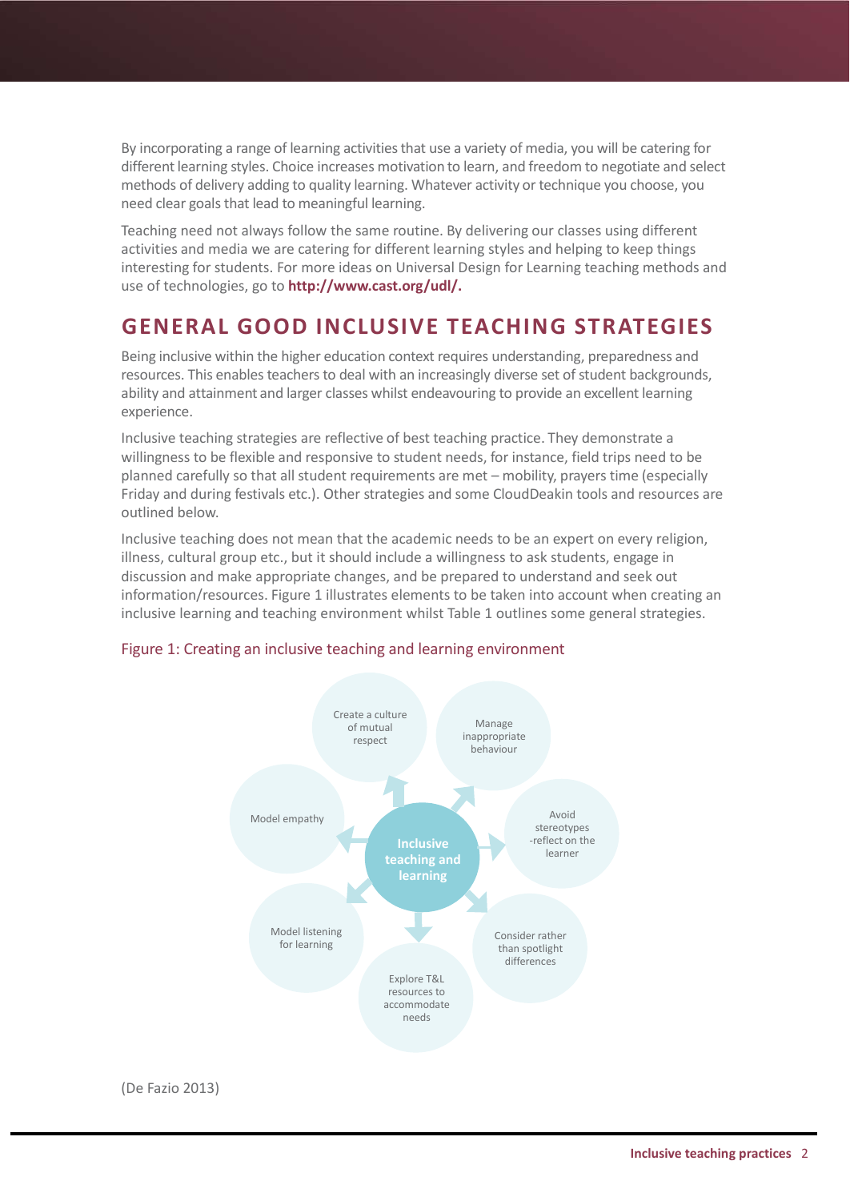By incorporating a range of learning activities that use a variety of media, you will be catering for different learning styles. Choice increases motivation to learn, and freedom to negotiate and select methods of delivery adding to quality learning. Whatever activity or technique you choose, you need clear goals that lead to meaningful learning.

Teaching need not always follow the same routine. By delivering our classes using different activities and media we are catering for different learning styles and helping to keep things interesting for students. For more ideas on Universal Design for Learning teaching methods and use of technologies, go to **http://www.cast.org/udl/.**

## GENERAL GOOD INCLUSIVE TEACHING STRATEGIES

Being inclusive within the higher education context requires understanding, preparedness and resources. This enables teachers to deal with an increasingly diverse set of student backgrounds, ability and attainment and larger classes whilst endeavouring to provide an excellent learning experience.

Inclusive teaching strategies are reflective of best teaching practice. They demonstrate a willingness to be flexible and responsive to student needs, for instance, field trips need to be planned carefully so that all student requirements are met – mobility, prayers time (especially Friday and during festivals etc.). Other strategies and some CloudDeakin tools and resources are outlined below.

Inclusive teaching does not mean that the academic needs to be an expert on every religion, illness, cultural group etc., but it should include a willingness to ask students, engage in discussion and make appropriate changes, and be prepared to understand and seek out information/resources. Figure 1 illustrates elements to be taken into account when creating an inclusive learning and teaching environment whilst Table 1 outlines some general strategies.

Figure 1: Creating an inclusive teaching and learning environment

**Inclusive teaching and learning**

- Create a culture of mutual respect
- Manage inappropriate behaviour
- Avoid stereotypes -reflect on the learner
- Consider rather than spotlight differences
- Explore T&L resources to accommodate needs
- Model listening for learning
- Model empathy

(De Fazio 2013)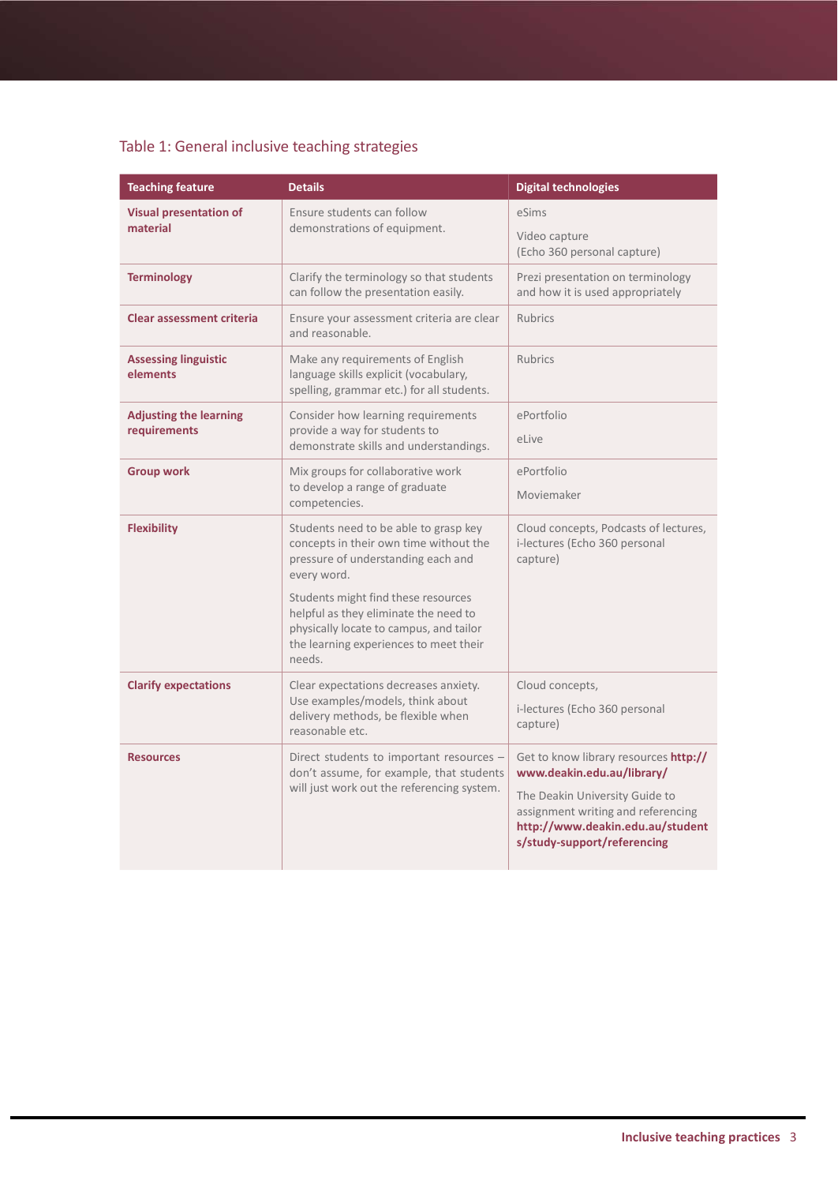Table 1: General inclusive teaching strategies

| Teaching feature | Details | Digital technologies |
| --- | --- | --- |
| **Visual presentation of material** | Ensure students can follow demonstrations of equipment. | eSims<br><br>Video capture (Echo 360 personal capture) |
| **Terminology** | Clarify the terminology so that students can follow the presentation easily. | Prezi presentation on terminology and how it is used appropriately |
| **Clear assessment criteria** | Ensure your assessment criteria are clear and reasonable. | Rubrics |
| **Assessing linguistic elements** | Make any requirements of English language skills explicit (vocabulary, spelling, grammar etc.) for all students. | Rubrics |
| **Adjusting the learning requirements** | Consider how learning requirements provide a way for students to demonstrate skills and understandings. | ePortfolio<br><br>eLive |
| **Group work** | Mix groups for collaborative work to develop a range of graduate competencies. | ePortfolio<br><br>Moviemaker |
| **Flexibility** | Students need to be able to grasp key concepts in their own time without the pressure of understanding each and every word.<br><br>Students might find these resources helpful as they eliminate the need to physically locate to campus, and tailor the learning experiences to meet their needs. | Cloud concepts, Podcasts of lectures, i-lectures (Echo 360 personal capture) |
| **Clarify expectations** | Clear expectations decreases anxiety. Use examples/models, think about delivery methods, be flexible when reasonable etc. | Cloud concepts,<br><br>i-lectures (Echo 360 personal capture) |
| **Resources** | Direct students to important resources – don't assume, for example, that students will just work out the referencing system. | Get to know library resources **http://www.deakin.edu.au/library/**<br><br>The Deakin University Guide to assignment writing and referencing **http://www.deakin.edu.au/students/study-support/referencing** |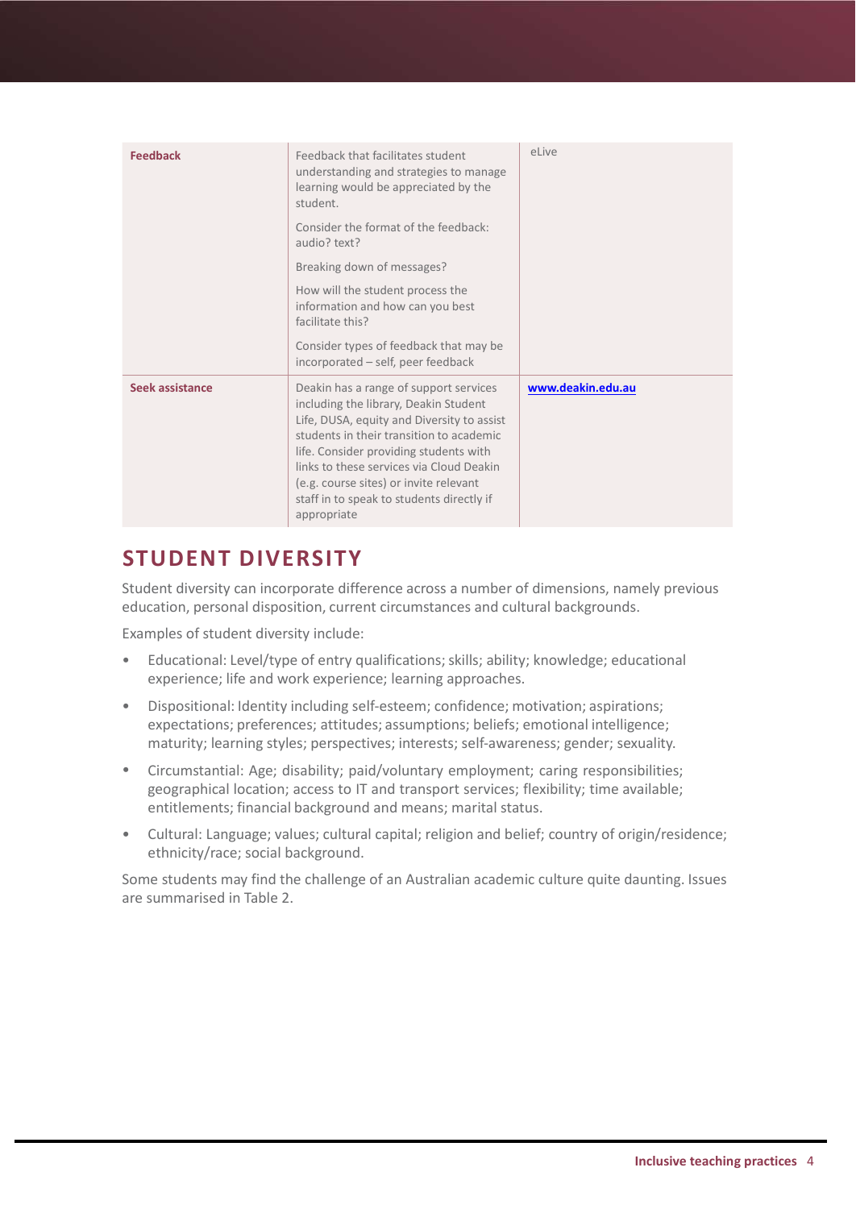| | | |
|---|---|---|
| **Feedback** | Feedback that facilitates student understanding and strategies to manage learning would be appreciated by the student.<br><br>Consider the format of the feedback: audio? text?<br><br>Breaking down of messages?<br><br>How will the student process the information and how can you best facilitate this?<br><br>Consider types of feedback that may be incorporated – self, peer feedback | eLive |
| **Seek assistance** | Deakin has a range of support services including the library, Deakin Student Life, DUSA, equity and Diversity to assist students in their transition to academic life. Consider providing students with links to these services via Cloud Deakin (e.g. course sites) or invite relevant staff in to speak to students directly if appropriate | **www.deakin.edu.au** |

## STUDENT DIVERSITY

Student diversity can incorporate difference across a number of dimensions, namely previous education, personal disposition, current circumstances and cultural backgrounds.

Examples of student diversity include:

- Educational: Level/type of entry qualifications; skills; ability; knowledge; educational experience; life and work experience; learning approaches.
- Dispositional: Identity including self-esteem; confidence; motivation; aspirations; expectations; preferences; attitudes; assumptions; beliefs; emotional intelligence; maturity; learning styles; perspectives; interests; self-awareness; gender; sexuality.
- Circumstantial: Age; disability; paid/voluntary employment; caring responsibilities; geographical location; access to IT and transport services; flexibility; time available; entitlements; financial background and means; marital status.
- Cultural: Language; values; cultural capital; religion and belief; country of origin/residence; ethnicity/race; social background.

Some students may find the challenge of an Australian academic culture quite daunting. Issues are summarised in Table 2.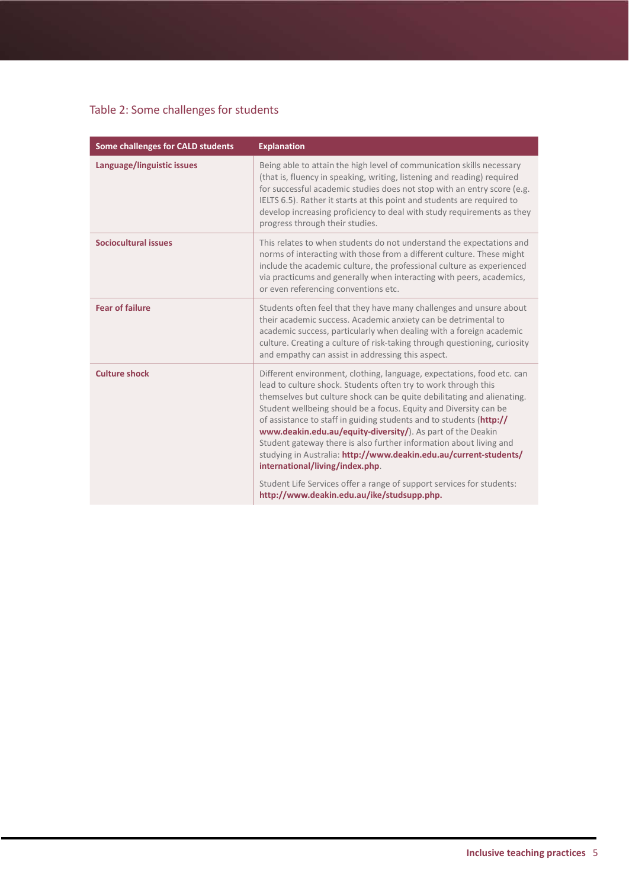Table 2: Some challenges for students

| Some challenges for CALD students | Explanation |
| --- | --- |
| **Language/linguistic issues** | Being able to attain the high level of communication skills necessary (that is, fluency in speaking, writing, listening and reading) required for successful academic studies does not stop with an entry score (e.g. IELTS 6.5). Rather it starts at this point and students are required to develop increasing proficiency to deal with study requirements as they progress through their studies. |
| **Sociocultural issues** | This relates to when students do not understand the expectations and norms of interacting with those from a different culture. These might include the academic culture, the professional culture as experienced via practicums and generally when interacting with peers, academics, or even referencing conventions etc. |
| **Fear of failure** | Students often feel that they have many challenges and unsure about their academic success. Academic anxiety can be detrimental to academic success, particularly when dealing with a foreign academic culture. Creating a culture of risk-taking through questioning, curiosity and empathy can assist in addressing this aspect. |
| **Culture shock** | Different environment, clothing, language, expectations, food etc. can lead to culture shock. Students often try to work through this themselves but culture shock can be quite debilitating and alienating. Student wellbeing should be a focus. Equity and Diversity can be of assistance to staff in guiding students and to students (**http://www.deakin.edu.au/equity-diversity/**). As part of the Deakin Student gateway there is also further information about living and studying in Australia: **http://www.deakin.edu.au/current-students/international/living/index.php**. <br><br> Student Life Services offer a range of support services for students: **http://www.deakin.edu.au/ike/studsupp.php.** |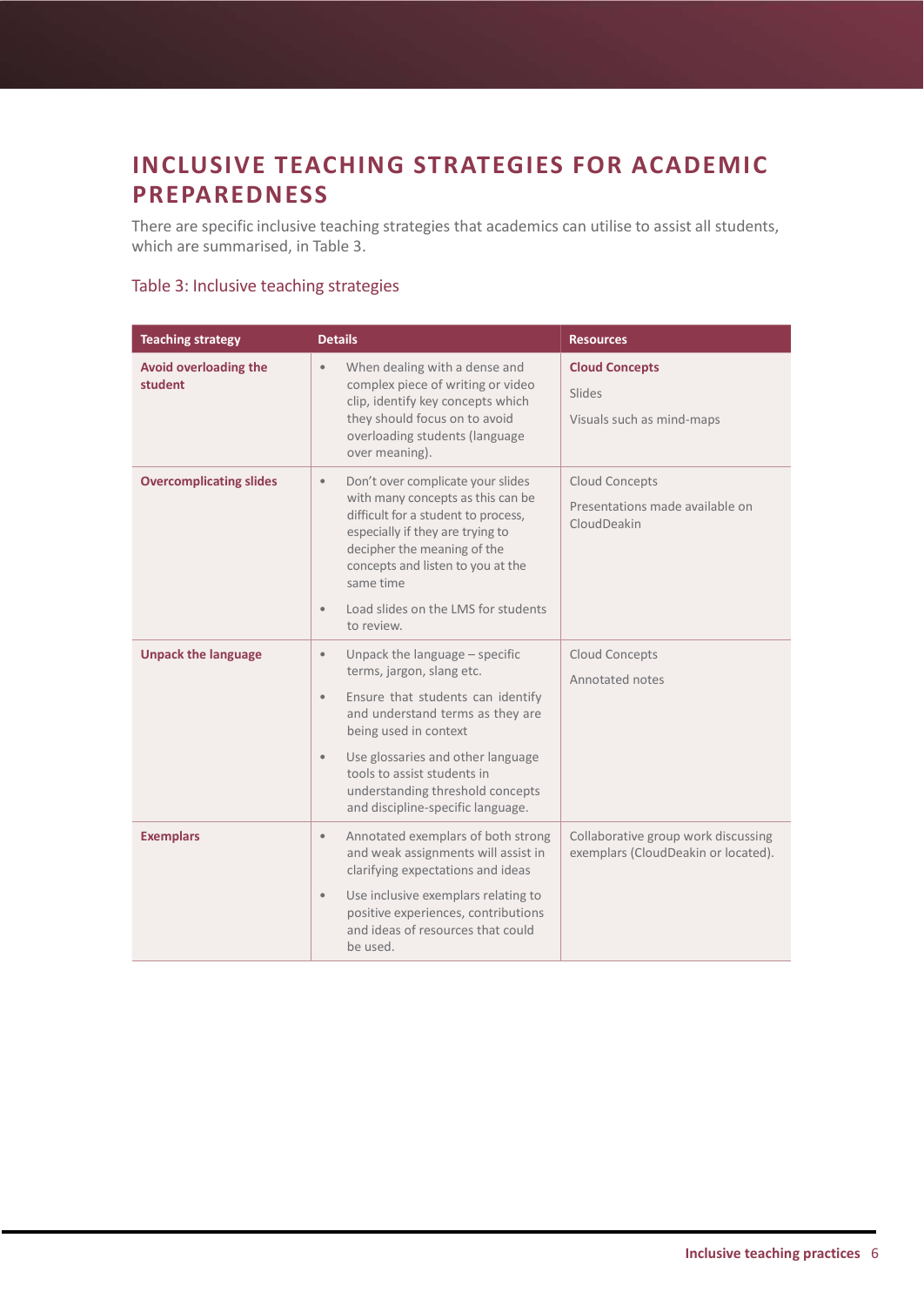## INCLUSIVE TEACHING STRATEGIES FOR ACADEMIC PREPAREDNESS

There are specific inclusive teaching strategies that academics can utilise to assist all students, which are summarised, in Table 3.

Table 3: Inclusive teaching strategies

| Teaching strategy | Details | Resources |
|---|---|---|
| **Avoid overloading the student** | • When dealing with a dense and complex piece of writing or video clip, identify key concepts which they should focus on to avoid overloading students (language over meaning). | **Cloud Concepts**<br>Slides<br>Visuals such as mind-maps |
| **Overcomplicating slides** | • Don't over complicate your slides with many concepts as this can be difficult for a student to process, especially if they are trying to decipher the meaning of the concepts and listen to you at the same time<br>• Load slides on the LMS for students to review. | Cloud Concepts<br>Presentations made available on CloudDeakin |
| **Unpack the language** | • Unpack the language – specific terms, jargon, slang etc.<br>• Ensure that students can identify and understand terms as they are being used in context<br>• Use glossaries and other language tools to assist students in understanding threshold concepts and discipline-specific language. | Cloud Concepts<br>Annotated notes |
| **Exemplars** | • Annotated exemplars of both strong and weak assignments will assist in clarifying expectations and ideas<br>• Use inclusive exemplars relating to positive experiences, contributions and ideas of resources that could be used. | Collaborative group work discussing exemplars (CloudDeakin or located). |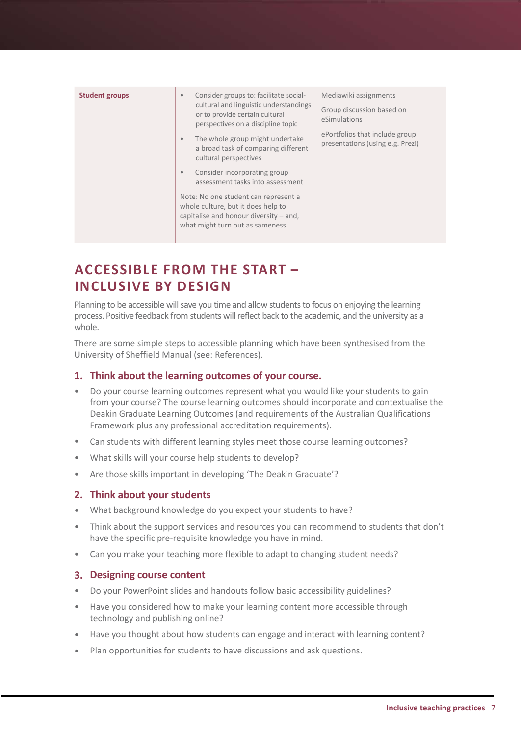| Student groups | • Consider groups to: facilitate social-cultural and linguistic understandings or to provide certain cultural perspectives on a discipline topic<br>• The whole group might undertake a broad task of comparing different cultural perspectives<br>• Consider incorporating group assessment tasks into assessment<br><br>Note: No one student can represent a whole culture, but it does help to capitalise and honour diversity – and, what might turn out as sameness. | Mediawiki assignments<br><br>Group discussion based on eSimulations<br><br>ePortfolios that include group presentations (using e.g. Prezi) |
|---|---|---|

## ACCESSIBLE FROM THE START – INCLUSIVE BY DESIGN

Planning to be accessible will save you time and allow students to focus on enjoying the learning process. Positive feedback from students will reflect back to the academic, and the university as a whole.

There are some simple steps to accessible planning which have been synthesised from the University of Sheffield Manual (see: References).

### 1. Think about the learning outcomes of your course.

- Do your course learning outcomes represent what you would like your students to gain from your course? The course learning outcomes should incorporate and contextualise the Deakin Graduate Learning Outcomes (and requirements of the Australian Qualifications Framework plus any professional accreditation requirements).
- Can students with different learning styles meet those course learning outcomes?
- What skills will your course help students to develop?
- Are those skills important in developing 'The Deakin Graduate'?

### 2. Think about your students

- What background knowledge do you expect your students to have?
- Think about the support services and resources you can recommend to students that don't have the specific pre-requisite knowledge you have in mind.
- Can you make your teaching more flexible to adapt to changing student needs?

### 3. Designing course content

- Do your PowerPoint slides and handouts follow basic accessibility guidelines?
- Have you considered how to make your learning content more accessible through technology and publishing online?
- Have you thought about how students can engage and interact with learning content?
- Plan opportunities for students to have discussions and ask questions.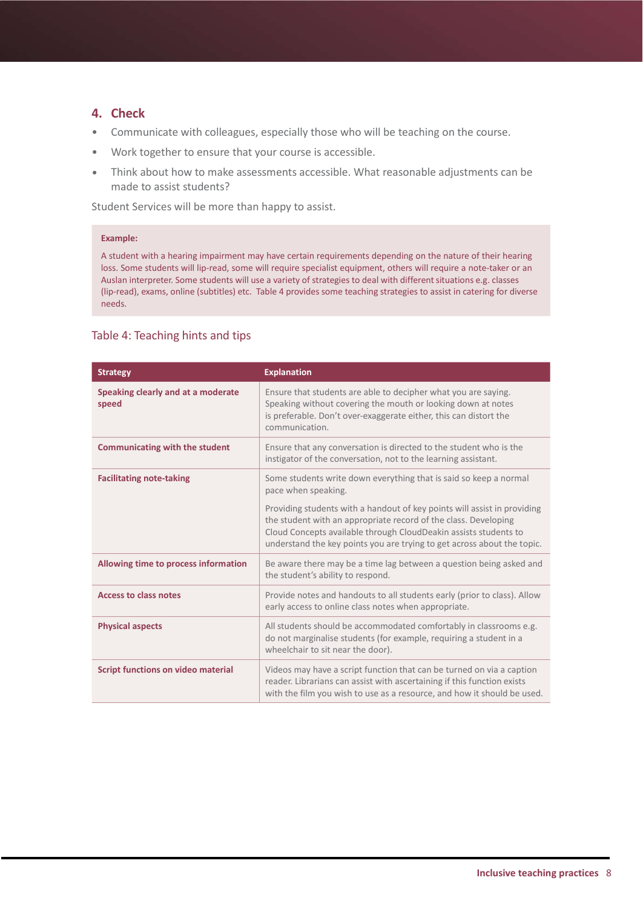## 4. Check

- Communicate with colleagues, especially those who will be teaching on the course.
- Work together to ensure that your course is accessible.
- Think about how to make assessments accessible. What reasonable adjustments can be made to assist students?

Student Services will be more than happy to assist.

**Example:**

A student with a hearing impairment may have certain requirements depending on the nature of their hearing loss. Some students will lip-read, some will require specialist equipment, others will require a note-taker or an Auslan interpreter. Some students will use a variety of strategies to deal with different situations e.g. classes (lip-read), exams, online (subtitles) etc. Table 4 provides some teaching strategies to assist in catering for diverse needs.

### Table 4: Teaching hints and tips

| Strategy | Explanation |
| --- | --- |
| **Speaking clearly and at a moderate speed** | Ensure that students are able to decipher what you are saying. Speaking without covering the mouth or looking down at notes is preferable. Don't over-exaggerate either, this can distort the communication. |
| **Communicating with the student** | Ensure that any conversation is directed to the student who is the instigator of the conversation, not to the learning assistant. |
| **Facilitating note-taking** | Some students write down everything that is said so keep a normal pace when speaking.<br><br>Providing students with a handout of key points will assist in providing the student with an appropriate record of the class. Developing Cloud Concepts available through CloudDeakin assists students to understand the key points you are trying to get across about the topic. |
| **Allowing time to process information** | Be aware there may be a time lag between a question being asked and the student's ability to respond. |
| **Access to class notes** | Provide notes and handouts to all students early (prior to class). Allow early access to online class notes when appropriate. |
| **Physical aspects** | All students should be accommodated comfortably in classrooms e.g. do not marginalise students (for example, requiring a student in a wheelchair to sit near the door). |
| **Script functions on video material** | Videos may have a script function that can be turned on via a caption reader. Librarians can assist with ascertaining if this function exists with the film you wish to use as a resource, and how it should be used. |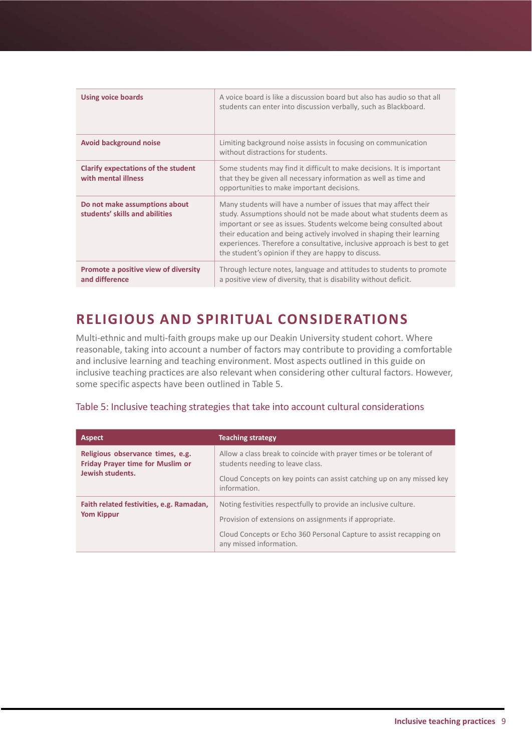| | |
|---|---|
| **Using voice boards** | A voice board is like a discussion board but also has audio so that all students can enter into discussion verbally, such as Blackboard. |
| **Avoid background noise** | Limiting background noise assists in focusing on communication without distractions for students. |
| **Clarify expectations of the student with mental illness** | Some students may find it difficult to make decisions. It is important that they be given all necessary information as well as time and opportunities to make important decisions. |
| **Do not make assumptions about students' skills and abilities** | Many students will have a number of issues that may affect their study. Assumptions should not be made about what students deem as important or see as issues. Students welcome being consulted about their education and being actively involved in shaping their learning experiences. Therefore a consultative, inclusive approach is best to get the student's opinion if they are happy to discuss. |
| **Promote a positive view of diversity and difference** | Through lecture notes, language and attitudes to students to promote a positive view of diversity, that is disability without deficit. |

## RELIGIOUS AND SPIRITUAL CONSIDERATIONS

Multi-ethnic and multi-faith groups make up our Deakin University student cohort. Where reasonable, taking into account a number of factors may contribute to providing a comfortable and inclusive learning and teaching environment. Most aspects outlined in this guide on inclusive teaching practices are also relevant when considering other cultural factors. However, some specific aspects have been outlined in Table 5.

Table 5: Inclusive teaching strategies that take into account cultural considerations

| Aspect | Teaching strategy |
|---|---|
| **Religious observance times, e.g. Friday Prayer time for Muslim or Jewish students.** | Allow a class break to coincide with prayer times or be tolerant of students needing to leave class.<br><br>Cloud Concepts on key points can assist catching up on any missed key information. |
| **Faith related festivities, e.g. Ramadan, Yom Kippur** | Noting festivities respectfully to provide an inclusive culture.<br><br>Provision of extensions on assignments if appropriate.<br><br>Cloud Concepts or Echo 360 Personal Capture to assist recapping on any missed information. |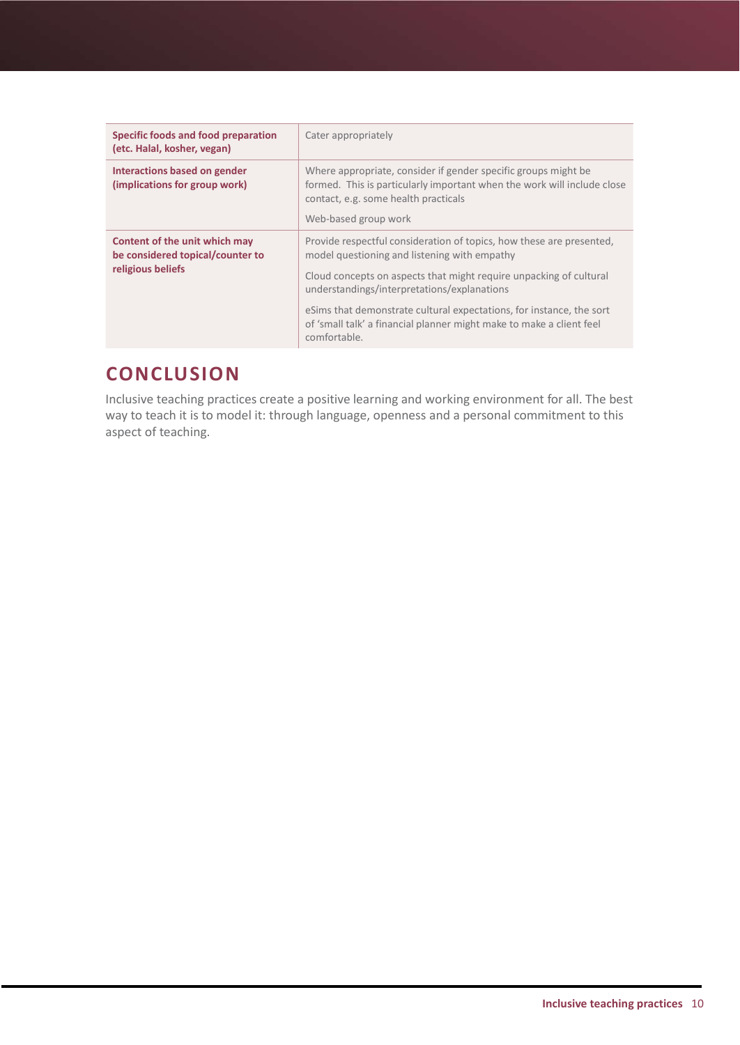| | |
|---|---|
| **Specific foods and food preparation (etc. Halal, kosher, vegan)** | Cater appropriately |
| **Interactions based on gender (implications for group work)** | Where appropriate, consider if gender specific groups might be formed. This is particularly important when the work will include close contact, e.g. some health practicals<br><br>Web-based group work |
| **Content of the unit which may be considered topical/counter to religious beliefs** | Provide respectful consideration of topics, how these are presented, model questioning and listening with empathy<br><br>Cloud concepts on aspects that might require unpacking of cultural understandings/interpretations/explanations<br><br>eSims that demonstrate cultural expectations, for instance, the sort of 'small talk' a financial planner might make to make a client feel comfortable. |

## CONCLUSION

Inclusive teaching practices create a positive learning and working environment for all. The best way to teach it is to model it: through language, openness and a personal commitment to this aspect of teaching.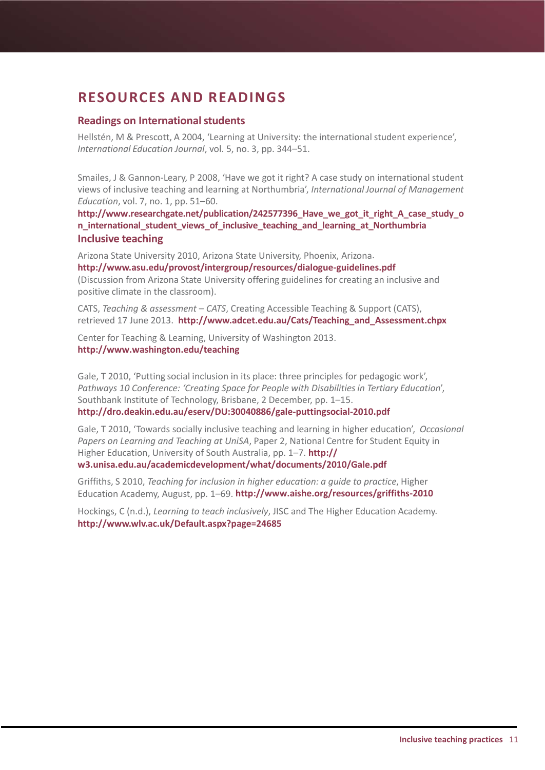# RESOURCES AND READINGS

## Readings on International students

Hellstén, M & Prescott, A 2004, 'Learning at University: the international student experience', *International Education Journal*, vol. 5, no. 3, pp. 344–51.

Smailes, J & Gannon-Leary, P 2008, 'Have we got it right? A case study on international student views of inclusive teaching and learning at Northumbria', *International Journal of Management Education*, vol. 7, no. 1, pp. 51–60.
**http://www.researchgate.net/publication/242577396_Have_we_got_it_right_A_case_study_on_international_student_views_of_inclusive_teaching_and_learning_at_Northumbria**

## Inclusive teaching

Arizona State University 2010, Arizona State University, Phoenix, Arizona.
**http://www.asu.edu/provost/intergroup/resources/dialogue-guidelines.pdf**
(Discussion from Arizona State University offering guidelines for creating an inclusive and positive climate in the classroom).

CATS, *Teaching & assessment – CATS*, Creating Accessible Teaching & Support (CATS), retrieved 17 June 2013. **http://www.adcet.edu.au/Cats/Teaching_and_Assessment.chpx**

Center for Teaching & Learning, University of Washington 2013.
**http://www.washington.edu/teaching**

Gale, T 2010, 'Putting social inclusion in its place: three principles for pedagogic work', *Pathways 10 Conference: 'Creating Space for People with Disabilities in Tertiary Education*', Southbank Institute of Technology, Brisbane, 2 December, pp. 1–15.
**http://dro.deakin.edu.au/eserv/DU:30040886/gale-puttingsocial-2010.pdf**

Gale, T 2010, 'Towards socially inclusive teaching and learning in higher education', *Occasional Papers on Learning and Teaching at UniSA*, Paper 2, National Centre for Student Equity in Higher Education, University of South Australia, pp. 1–7. **http://w3.unisa.edu.au/academicdevelopment/what/documents/2010/Gale.pdf**

Griffiths, S 2010, *Teaching for inclusion in higher education: a guide to practice*, Higher Education Academy, August, pp. 1–69. **http://www.aishe.org/resources/griffiths-2010**

Hockings, C (n.d.), *Learning to teach inclusively*, JISC and The Higher Education Academy.
**http://www.wlv.ac.uk/Default.aspx?page=24685**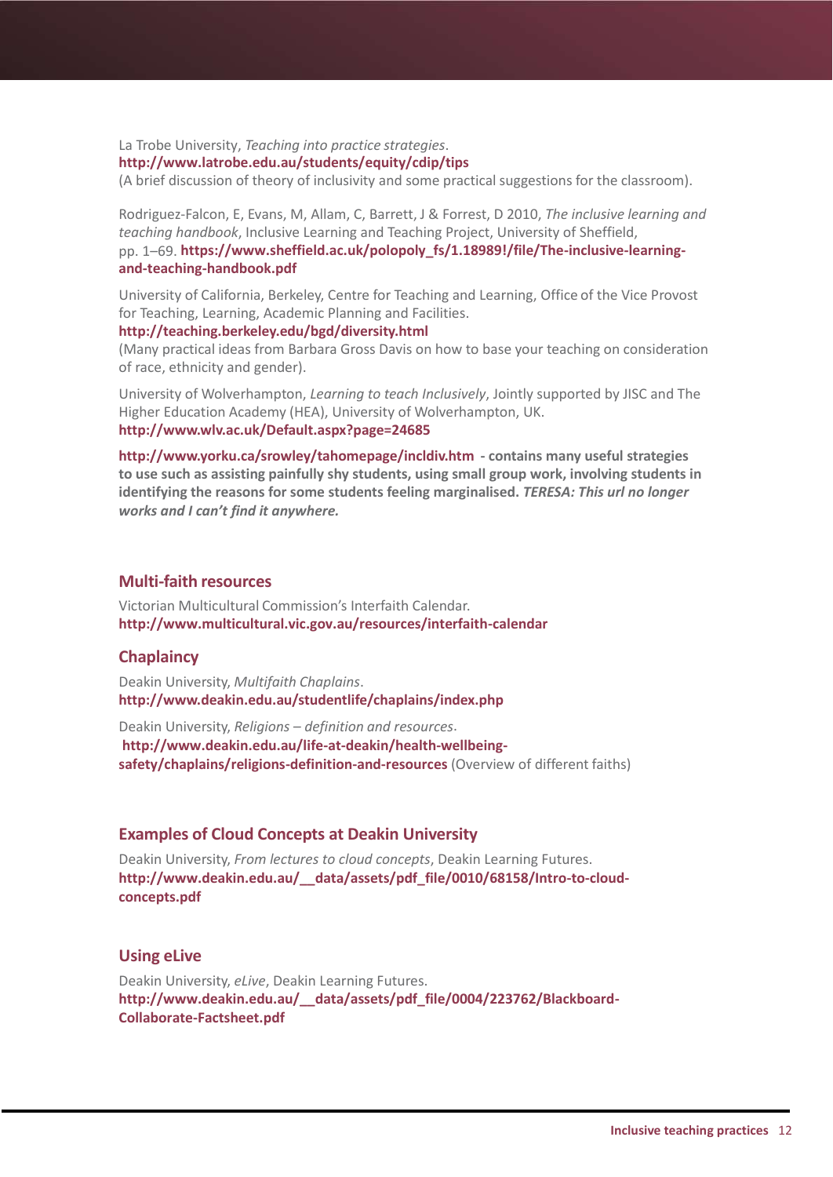La Trobe University, *Teaching into practice strategies*.
**http://www.latrobe.edu.au/students/equity/cdip/tips**
(A brief discussion of theory of inclusivity and some practical suggestions for the classroom).

Rodriguez-Falcon, E, Evans, M, Allam, C, Barrett, J & Forrest, D 2010, *The inclusive learning and teaching handbook*, Inclusive Learning and Teaching Project, University of Sheffield, pp. 1–69. **https://www.sheffield.ac.uk/polopoly_fs/1.18989!/file/The-inclusive-learning-and-teaching-handbook.pdf**

University of California, Berkeley, Centre for Teaching and Learning, Office of the Vice Provost for Teaching, Learning, Academic Planning and Facilities.
**http://teaching.berkeley.edu/bgd/diversity.html**
(Many practical ideas from Barbara Gross Davis on how to base your teaching on consideration of race, ethnicity and gender).

University of Wolverhampton, *Learning to teach Inclusively*, Jointly supported by JISC and The Higher Education Academy (HEA), University of Wolverhampton, UK.
**http://www.wlv.ac.uk/Default.aspx?page=24685**

**http://www.yorku.ca/srowley/tahomepage/incldiv.htm - contains many useful strategies to use such as assisting painfully shy students, using small group work, involving students in identifying the reasons for some students feeling marginalised.** ***TERESA: This url no longer works and I can't find it anywhere.***

## Multi-faith resources

Victorian Multicultural Commission's Interfaith Calendar.
**http://www.multicultural.vic.gov.au/resources/interfaith-calendar**

## Chaplaincy

Deakin University, *Multifaith Chaplains*.
**http://www.deakin.edu.au/studentlife/chaplains/index.php**

Deakin University, *Religions – definition and resources*.
**http://www.deakin.edu.au/life-at-deakin/health-wellbeing-safety/chaplains/religions-definition-and-resources** (Overview of different faiths)

## Examples of Cloud Concepts at Deakin University

Deakin University, *From lectures to cloud concepts*, Deakin Learning Futures.
**http://www.deakin.edu.au/__data/assets/pdf_file/0010/68158/Intro-to-cloud-concepts.pdf**

## Using eLive

Deakin University, *eLive*, Deakin Learning Futures.
**http://www.deakin.edu.au/__data/assets/pdf_file/0004/223762/Blackboard-Collaborate-Factsheet.pdf**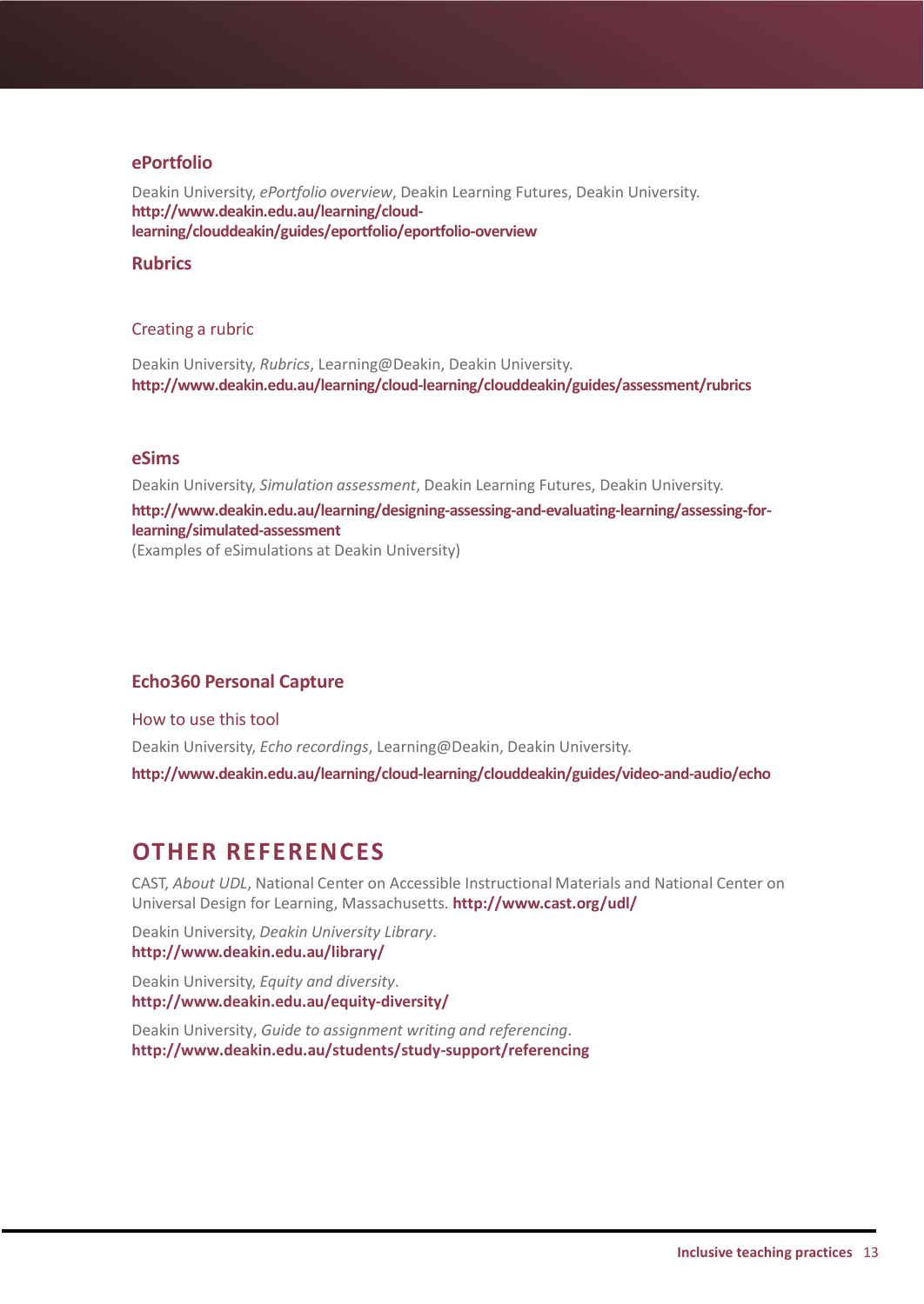### ePortfolio

Deakin University, *ePortfolio overview*, Deakin Learning Futures, Deakin University.
**http://www.deakin.edu.au/learning/cloud-learning/clouddeakin/guides/eportfolio/eportfolio-overview**

### Rubrics

#### Creating a rubric

Deakin University, *Rubrics*, Learning@Deakin, Deakin University.
**http://www.deakin.edu.au/learning/cloud-learning/clouddeakin/guides/assessment/rubrics**

### eSims

Deakin University, *Simulation assessment*, Deakin Learning Futures, Deakin University.

**http://www.deakin.edu.au/learning/designing-assessing-and-evaluating-learning/assessing-for-learning/simulated-assessment**
(Examples of eSimulations at Deakin University)

### Echo360 Personal Capture

#### How to use this tool

Deakin University, *Echo recordings*, Learning@Deakin, Deakin University.

**http://www.deakin.edu.au/learning/cloud-learning/clouddeakin/guides/video-and-audio/echo**

## OTHER REFERENCES

CAST, *About UDL*, National Center on Accessible Instructional Materials and National Center on Universal Design for Learning, Massachusetts. **http://www.cast.org/udl/**

Deakin University, *Deakin University Library*.
**http://www.deakin.edu.au/library/**

Deakin University, *Equity and diversity*.
**http://www.deakin.edu.au/equity-diversity/**

Deakin University, *Guide to assignment writing and referencing*.
**http://www.deakin.edu.au/students/study-support/referencing**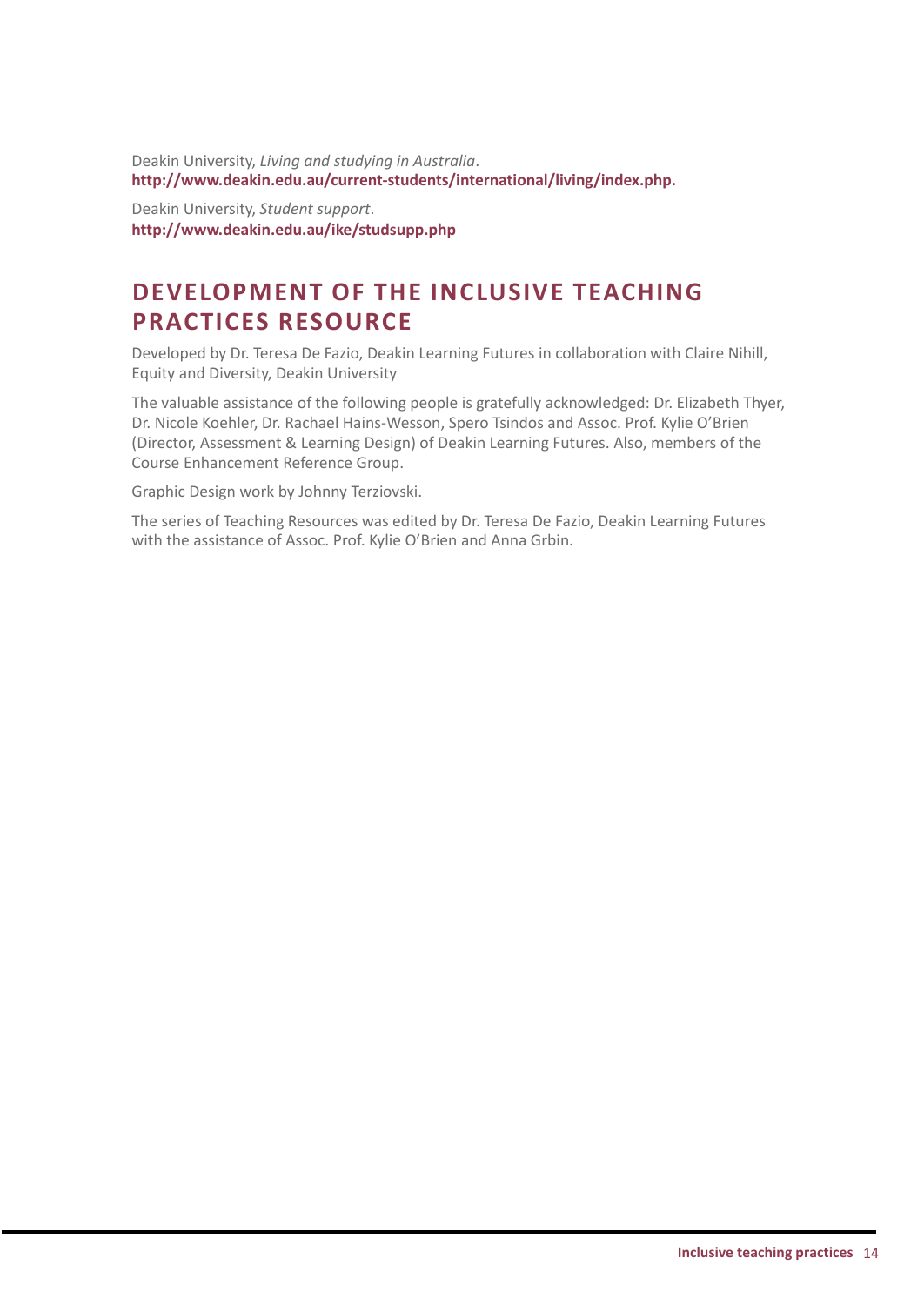Deakin University, *Living and studying in Australia*.
**http://www.deakin.edu.au/current-students/international/living/index.php.**

Deakin University, *Student support*.
**http://www.deakin.edu.au/ike/studsupp.php**

## DEVELOPMENT OF THE INCLUSIVE TEACHING PRACTICES RESOURCE

Developed by Dr. Teresa De Fazio, Deakin Learning Futures in collaboration with Claire Nihill, Equity and Diversity, Deakin University

The valuable assistance of the following people is gratefully acknowledged: Dr. Elizabeth Thyer, Dr. Nicole Koehler, Dr. Rachael Hains-Wesson, Spero Tsindos and Assoc. Prof. Kylie O'Brien (Director, Assessment & Learning Design) of Deakin Learning Futures. Also, members of the Course Enhancement Reference Group.

Graphic Design work by Johnny Terziovski.

The series of Teaching Resources was edited by Dr. Teresa De Fazio, Deakin Learning Futures with the assistance of Assoc. Prof. Kylie O'Brien and Anna Grbin.